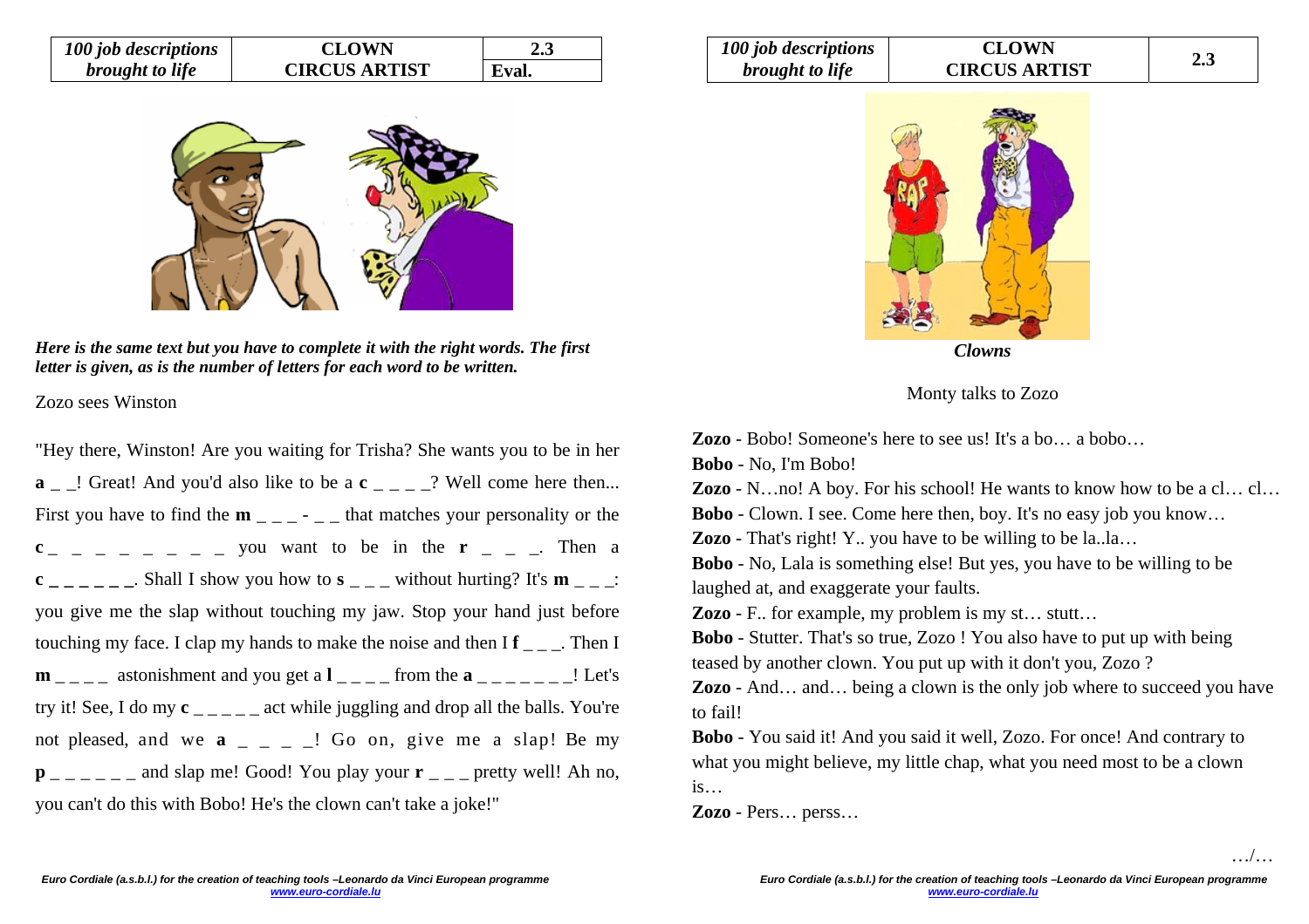| 100 job descriptions brought to life | CLOWN CIRCUS ARTIST | 2.3 Eval. |
| --- | --- | --- |

***Here is the same text but you have to complete it with the right words. The first letter is given, as is the number of letters for each word to be written.***

Zozo sees Winston

"Hey there, Winston! Are you waiting for Trisha? She wants you to be in her **a** _ _! Great! And you'd also like to be a **c** _ _ _ _? Well come here then... First you have to find the **m** _ _ _ - _ _ that matches your personality or the **c** _ _ _ _ _ _ _ _ you want to be in the **r** _ _ _. Then a **c** _ _ _ _ _ _. Shall I show you how to **s** _ _ _ without hurting? It's **m** _ _ _: you give me the slap without touching my jaw. Stop your hand just before touching my face. I clap my hands to make the noise and then I **f** _ _ _. Then I **m** _ _ _ _ astonishment and you get a **l** _ _ _ _ from the **a** _ _ _ _ _ _ _! Let's try it! See, I do my **c** _ _ _ _ _ act while juggling and drop all the balls. You're not pleased, and we **a** _ _ _ _! Go on, give me a slap! Be my **p** _ _ _ _ _ _ and slap me! Good! You play your **r** _ _ _ pretty well! Ah no, you can't do this with Bobo! He's the clown can't take a joke!"

| 100 job descriptions brought to life | CLOWN CIRCUS ARTIST | 2.3 |
| --- | --- | --- |

*Clowns*

Monty talks to Zozo

**Zozo** - Bobo! Someone's here to see us! It's a bo… a bobo…

**Bobo** - No, I'm Bobo!

**Zozo** - N…no! A boy. For his school! He wants to know how to be a cl… cl…

**Bobo** - Clown. I see. Come here then, boy. It's no easy job you know…

**Zozo** - That's right! Y.. you have to be willing to be la..la…

**Bobo** - No, Lala is something else! But yes, you have to be willing to be laughed at, and exaggerate your faults.

**Zozo** - F.. for example, my problem is my st… stutt…

**Bobo** - Stutter. That's so true, Zozo ! You also have to put up with being teased by another clown. You put up with it don't you, Zozo ?

**Zozo** - And… and… being a clown is the only job where to succeed you have to fail!

**Bobo** - You said it! And you said it well, Zozo. For once! And contrary to what you might believe, my little chap, what you need most to be a clown is…

**Zozo** - Pers… perss…

…/…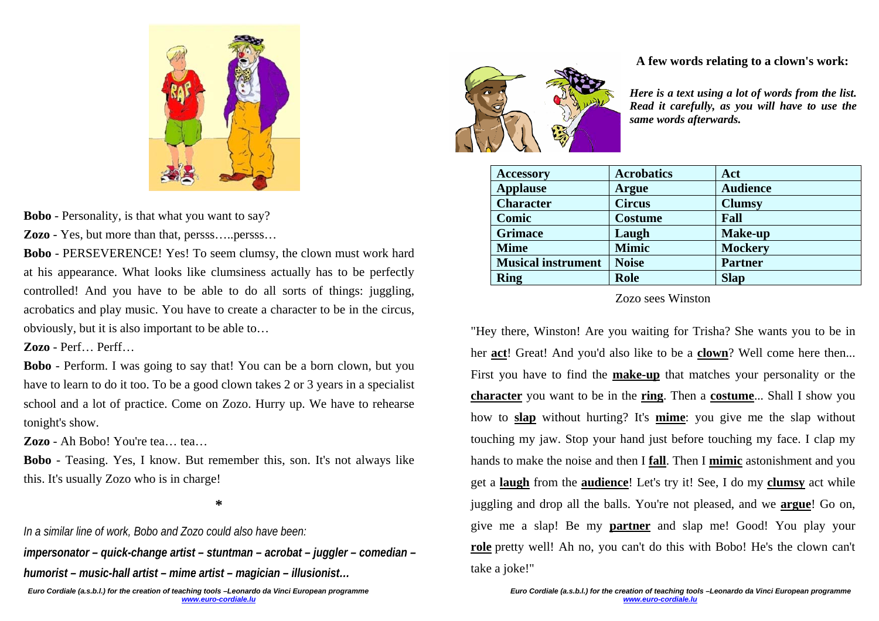**Bobo** - Personality, is that what you want to say?

**Zozo** - Yes, but more than that, persss…..persss…

**Bobo** - PERSEVERENCE! Yes! To seem clumsy, the clown must work hard at his appearance. What looks like clumsiness actually has to be perfectly controlled! And you have to be able to do all sorts of things: juggling, acrobatics and play music. You have to create a character to be in the circus, obviously, but it is also important to be able to…

**Zozo** - Perf… Perff…

**Bobo** - Perform. I was going to say that! You can be a born clown, but you have to learn to do it too. To be a good clown takes 2 or 3 years in a specialist school and a lot of practice. Come on Zozo. Hurry up. We have to rehearse tonight's show.

**Zozo** - Ah Bobo! You're tea… tea…

**Bobo** - Teasing. Yes, I know. But remember this, son. It's not always like this. It's usually Zozo who is in charge!

*

*In a similar line of work, Bobo and Zozo could also have been:*

***impersonator – quick-change artist – stuntman – acrobat – juggler – comedian – humorist – music-hall artist – mime artist – magician – illusionist…***

**A few words relating to a clown's work:**

***Here is a text using a lot of words from the list. Read it carefully, as you will have to use the same words afterwards.***

| | | |
|---|---|---|
| **Accessory** | **Acrobatics** | **Act** |
| **Applause** | **Argue** | **Audience** |
| **Character** | **Circus** | **Clumsy** |
| **Comic** | **Costume** | **Fall** |
| **Grimace** | **Laugh** | **Make-up** |
| **Mime** | **Mimic** | **Mockery** |
| **Musical instrument** | **Noise** | **Partner** |
| **Ring** | **Role** | **Slap** |

Zozo sees Winston

"Hey there, Winston! Are you waiting for Trisha? She wants you to be in her **act**! Great! And you'd also like to be a **clown**? Well come here then... First you have to find the **make-up** that matches your personality or the **character** you want to be in the **ring**. Then a **costume**... Shall I show you how to **slap** without hurting? It's **mime**: you give me the slap without touching my jaw. Stop your hand just before touching my face. I clap my hands to make the noise and then I **fall**. Then I **mimic** astonishment and you get a **laugh** from the **audience**! Let's try it! See, I do my **clumsy** act while juggling and drop all the balls. You're not pleased, and we **argue**! Go on, give me a slap! Be my **partner** and slap me! Good! You play your **role** pretty well! Ah no, you can't do this with Bobo! He's the clown can't take a joke!"